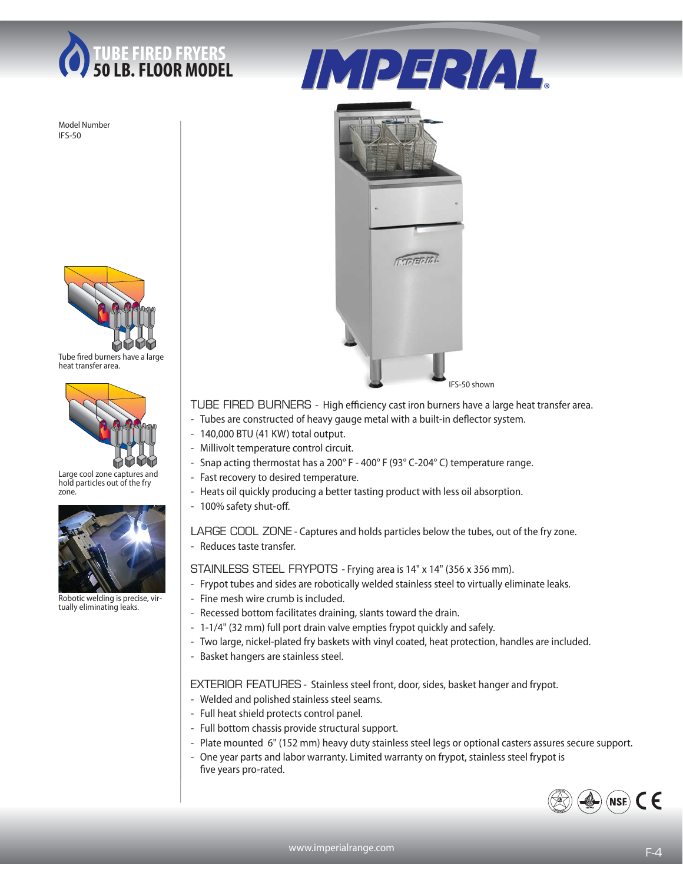# TUBE FIRED FRYERS
## 50 LB. FLOOR MODEL

IMPERIAL

Model Number
IFS-50

Tube fired burners have a large heat transfer area.

Large cool zone captures and hold particles out of the fry zone.

Robotic welding is precise, virtually eliminating leaks.

IFS-50 shown

**TUBE FIRED BURNERS** - High efficiency cast iron burners have a large heat transfer area.

- Tubes are constructed of heavy gauge metal with a built-in deflector system.
- 140,000 BTU (41 KW) total output.
- Millivolt temperature control circuit.
- Snap acting thermostat has a 200° F - 400° F (93° C-204° C) temperature range.
- Fast recovery to desired temperature.
- Heats oil quickly producing a better tasting product with less oil absorption.
- 100% safety shut-off.

**LARGE COOL ZONE** - Captures and holds particles below the tubes, out of the fry zone.

- Reduces taste transfer.

**STAINLESS STEEL FRYPOTS** - Frying area is 14" x 14" (356 x 356 mm).

- Frypot tubes and sides are robotically welded stainless steel to virtually eliminate leaks.
- Fine mesh wire crumb is included.
- Recessed bottom facilitates draining, slants toward the drain.
- 1-1/4" (32 mm) full port drain valve empties frypot quickly and safely.
- Two large, nickel-plated fry baskets with vinyl coated, heat protection, handles are included.
- Basket hangers are stainless steel.

**EXTERIOR FEATURES** - Stainless steel front, door, sides, basket hanger and frypot.

- Welded and polished stainless steel seams.
- Full heat shield protects control panel.
- Full bottom chassis provide structural support.
- Plate mounted 6" (152 mm) heavy duty stainless steel legs or optional casters assures secure support.
- One year parts and labor warranty. Limited warranty on frypot, stainless steel frypot is five years pro-rated.

www.imperialrange.com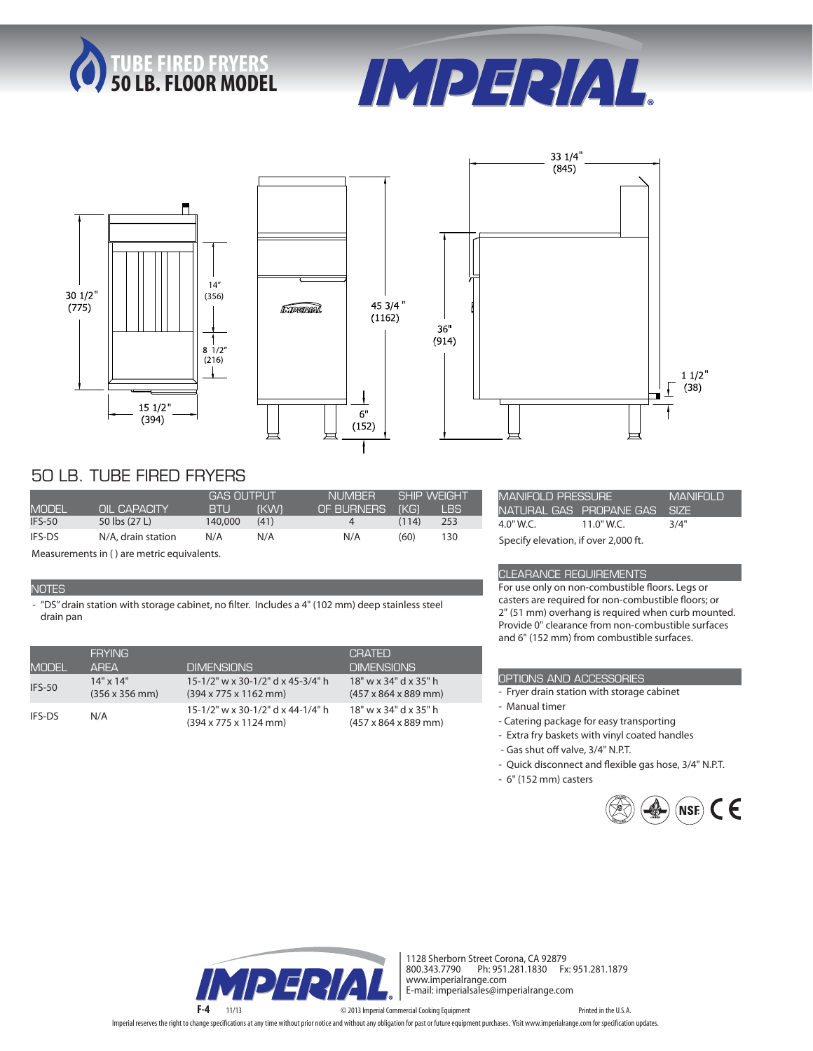# TUBE FIRED FRYERS 50 LB. FLOOR MODEL

IMPERIAL

30 1/2" (775)
14" (356)
8 1/2" (216)
15 1/2" (394)
45 3/4" (1162)
6" (152)
33 1/4" (845)
36" (914)
1 1/2" (38)

## 50 LB. TUBE FIRED FRYERS

| MODEL | OIL CAPACITY | GAS OUTPUT BTU | (KW) | NUMBER OF BURNERS | SHIP WEIGHT (KG) | LBS |
|---|---|---|---|---|---|---|
| IFS-50 | 50 lbs (27 L) | 140,000 | (41) | 4 | (114) | 253 |
| IFS-DS | N/A, drain station | N/A | N/A | N/A | (60) | 130 |

Measurements in ( ) are metric equivalents.

### NOTES

- "DS" drain station with storage cabinet, no filter. Includes a 4" (102 mm) deep stainless steel drain pan

| MODEL | FRYING AREA | DIMENSIONS | CRATED DIMENSIONS |
|---|---|---|---|
| IFS-50 | 14" x 14" (356 x 356 mm) | 15-1/2" w x 30-1/2" d x 45-3/4" h (394 x 775 x 1162 mm) | 18" w x 34" d x 35" h (457 x 864 x 889 mm) |
| IFS-DS | N/A | 15-1/2" w x 30-1/2" d x 44-1/4" h (394 x 775 x 1124 mm) | 18" w x 34" d x 35" h (457 x 864 x 889 mm) |

| MANIFOLD PRESSURE NATURAL GAS | PROPANE GAS | MANIFOLD SIZE |
|---|---|---|
| 4.0" W.C. | 11.0" W.C. | 3/4" |

Specify elevation, if over 2,000 ft.

### CLEARANCE REQUIREMENTS

For use only on non-combustible floors. Legs or casters are required for non-combustible floors; or 2" (51 mm) overhang is required when curb mounted. Provide 0" clearance from non-combustible surfaces and 6" (152 mm) from combustible surfaces.

### OPTIONS AND ACCESSORIES

- Fryer drain station with storage cabinet
- Manual timer
- Catering package for easy transporting
- Extra fry baskets with vinyl coated handles
- Gas shut off valve, 3/4" N.P.T.
- Quick disconnect and flexible gas hose, 3/4" N.P.T.
- 6" (152 mm) casters

NSF CE

1128 Sherborn Street Corona, CA 92879
800.343.7790 Ph: 951.281.1830 Fx: 951.281.1879
www.imperialrange.com
E-mail: imperialsales@imperialrange.com

F-4 11/13 © 2013 Imperial Commercial Cooking Equipment Printed in the U.S.A.

Imperial reserves the right to change specifications at any time without prior notice and without any obligation for past or future equipment purchases. Visit www.imperialrange.com for specification updates.